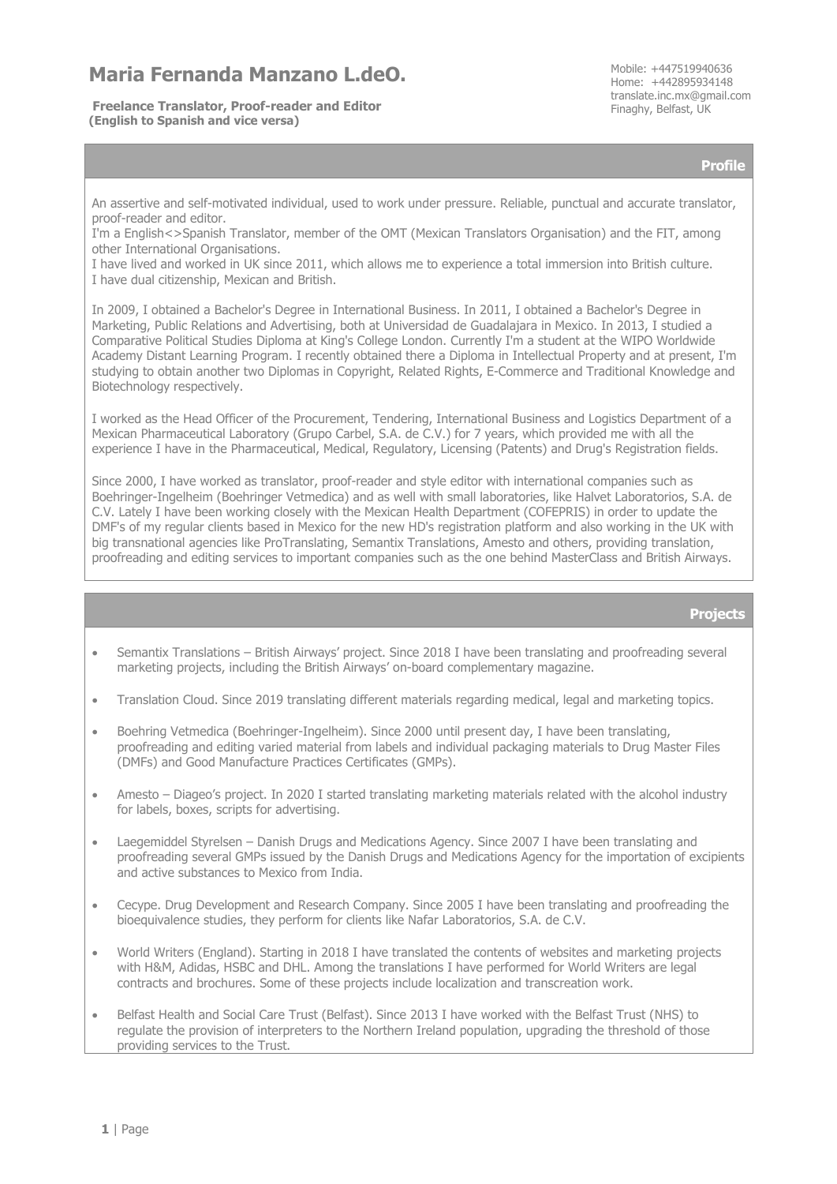# Maria Fernanda Manzano L.deO.

**Freelance Translator, Proof-reader and Editor**
**(English to Spanish and vice versa)**

Mobile: +447519940636
Home: +442895934148
translate.inc.mx@gmail.com
Finaghy, Belfast, UK

## Profile

An assertive and self-motivated individual, used to work under pressure. Reliable, punctual and accurate translator, proof-reader and editor.
I'm a English<>Spanish Translator, member of the OMT (Mexican Translators Organisation) and the FIT, among other International Organisations.
I have lived and worked in UK since 2011, which allows me to experience a total immersion into British culture.
I have dual citizenship, Mexican and British.

In 2009, I obtained a Bachelor's Degree in International Business. In 2011, I obtained a Bachelor's Degree in Marketing, Public Relations and Advertising, both at Universidad de Guadalajara in Mexico. In 2013, I studied a Comparative Political Studies Diploma at King's College London. Currently I'm a student at the WIPO Worldwide Academy Distant Learning Program. I recently obtained there a Diploma in Intellectual Property and at present, I'm studying to obtain another two Diplomas in Copyright, Related Rights, E-Commerce and Traditional Knowledge and Biotechnology respectively.

I worked as the Head Officer of the Procurement, Tendering, International Business and Logistics Department of a Mexican Pharmaceutical Laboratory (Grupo Carbel, S.A. de C.V.) for 7 years, which provided me with all the experience I have in the Pharmaceutical, Medical, Regulatory, Licensing (Patents) and Drug's Registration fields.

Since 2000, I have worked as translator, proof-reader and style editor with international companies such as Boehringer-Ingelheim (Boehringer Vetmedica) and as well with small laboratories, like Halvet Laboratorios, S.A. de C.V. Lately I have been working closely with the Mexican Health Department (COFEPRIS) in order to update the DMF's of my regular clients based in Mexico for the new HD's registration platform and also working in the UK with big transnational agencies like ProTranslating, Semantix Translations, Amesto and others, providing translation, proofreading and editing services to important companies such as the one behind MasterClass and British Airways.

## Projects

- Semantix Translations – British Airways' project. Since 2018 I have been translating and proofreading several marketing projects, including the British Airways' on-board complementary magazine.
- Translation Cloud. Since 2019 translating different materials regarding medical, legal and marketing topics.
- Boehring Vetmedica (Boehringer-Ingelheim). Since 2000 until present day, I have been translating, proofreading and editing varied material from labels and individual packaging materials to Drug Master Files (DMFs) and Good Manufacture Practices Certificates (GMPs).
- Amesto – Diageo's project. In 2020 I started translating marketing materials related with the alcohol industry for labels, boxes, scripts for advertising.
- Laegemiddel Styrelsen – Danish Drugs and Medications Agency. Since 2007 I have been translating and proofreading several GMPs issued by the Danish Drugs and Medications Agency for the importation of excipients and active substances to Mexico from India.
- Cecype. Drug Development and Research Company. Since 2005 I have been translating and proofreading the bioequivalence studies, they perform for clients like Nafar Laboratorios, S.A. de C.V.
- World Writers (England). Starting in 2018 I have translated the contents of websites and marketing projects with H&M, Adidas, HSBC and DHL. Among the translations I have performed for World Writers are legal contracts and brochures. Some of these projects include localization and transcreation work.
- Belfast Health and Social Care Trust (Belfast). Since 2013 I have worked with the Belfast Trust (NHS) to regulate the provision of interpreters to the Northern Ireland population, upgrading the threshold of those providing services to the Trust.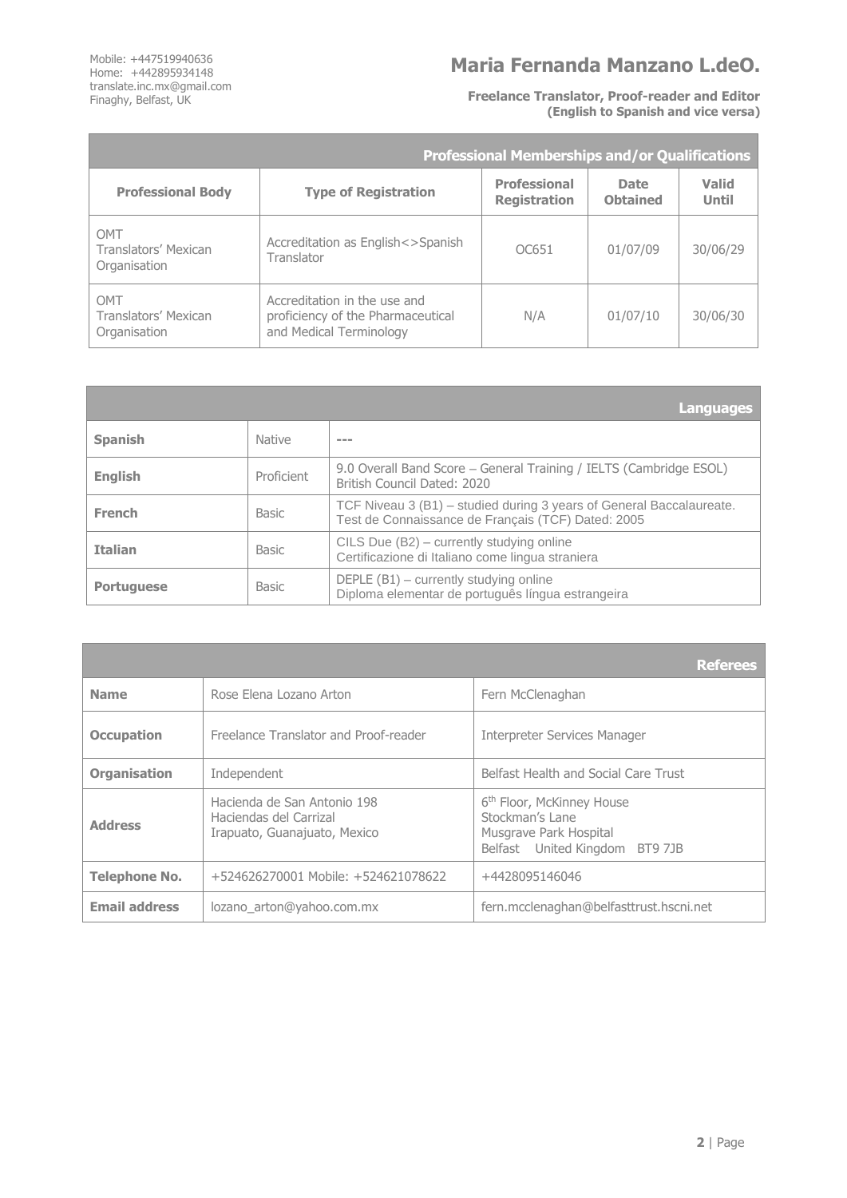Mobile: +447519940636
Home: +442895934148
translate.inc.mx@gmail.com
Finaghy, Belfast, UK

# Maria Fernanda Manzano L.deO.

**Freelance Translator, Proof-reader and Editor (English to Spanish and vice versa)**

## Professional Memberships and/or Qualifications

| Professional Body | Type of Registration | Professional Registration | Date Obtained | Valid Until |
|---|---|---|---|---|
| OMT Translators' Mexican Organisation | Accreditation as English<>Spanish Translator | OC651 | 01/07/09 | 30/06/29 |
| OMT Translators' Mexican Organisation | Accreditation in the use and proficiency of the Pharmaceutical and Medical Terminology | N/A | 01/07/10 | 30/06/30 |

## Languages

| | | |
|---|---|---|
| **Spanish** | Native | --- |
| **English** | Proficient | 9.0 Overall Band Score – General Training / IELTS (Cambridge ESOL) British Council Dated: 2020 |
| **French** | Basic | TCF Niveau 3 (B1) – studied during 3 years of General Baccalaureate. Test de Connaissance de Français (TCF) Dated: 2005 |
| **Italian** | Basic | CILS Due (B2) – currently studying online Certificazione di Italiano come lingua straniera |
| **Portuguese** | Basic | DEPLE (B1) – currently studying online Diploma elementar de português língua estrangeira |

## Referees

| | | |
|---|---|---|
| **Name** | Rose Elena Lozano Arton | Fern McClenaghan |
| **Occupation** | Freelance Translator and Proof-reader | Interpreter Services Manager |
| **Organisation** | Independent | Belfast Health and Social Care Trust |
| **Address** | Hacienda de San Antonio 198<br>Haciendas del Carrizal<br>Irapuato, Guanajuato, Mexico | 6th Floor, McKinney House<br>Stockman's Lane<br>Musgrave Park Hospital<br>Belfast United Kingdom BT9 7JB |
| **Telephone No.** | +524626270001 Mobile: +524621078622 | +4428095146046 |
| **Email address** | lozano_arton@yahoo.com.mx | fern.mcclenaghan@belfasttrust.hscni.net |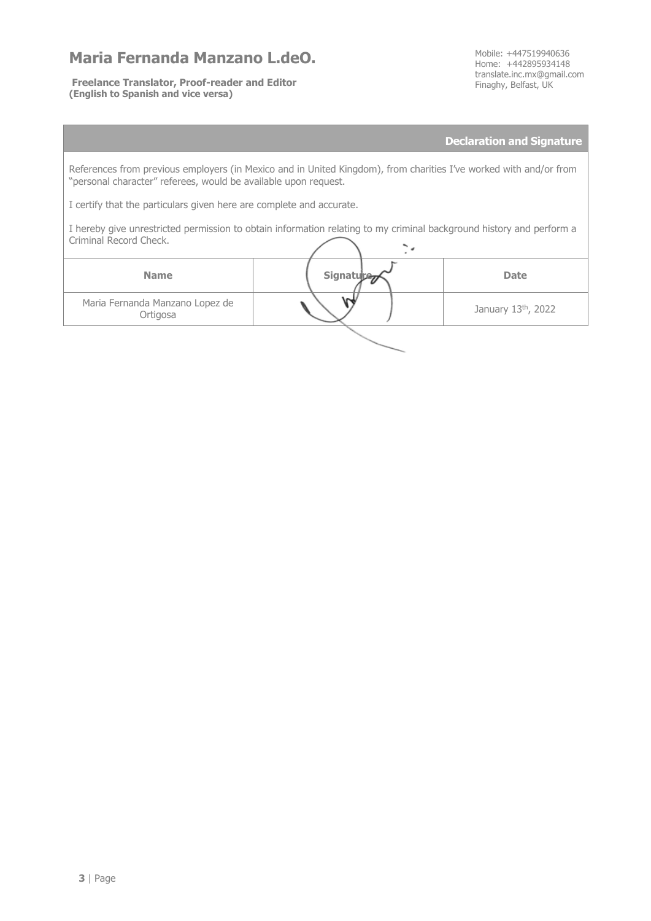**Declaration and Signature**

References from previous employers (in Mexico and in United Kingdom), from charities I've worked with and/or from "personal character" referees, would be available upon request.

I certify that the particulars given here are complete and accurate.

I hereby give unrestricted permission to obtain information relating to my criminal background history and perform a Criminal Record Check.

| Name | Signature | Date |
| --- | --- | --- |
| Maria Fernanda Manzano Lopez de Ortigosa | | January 13th, 2022 |